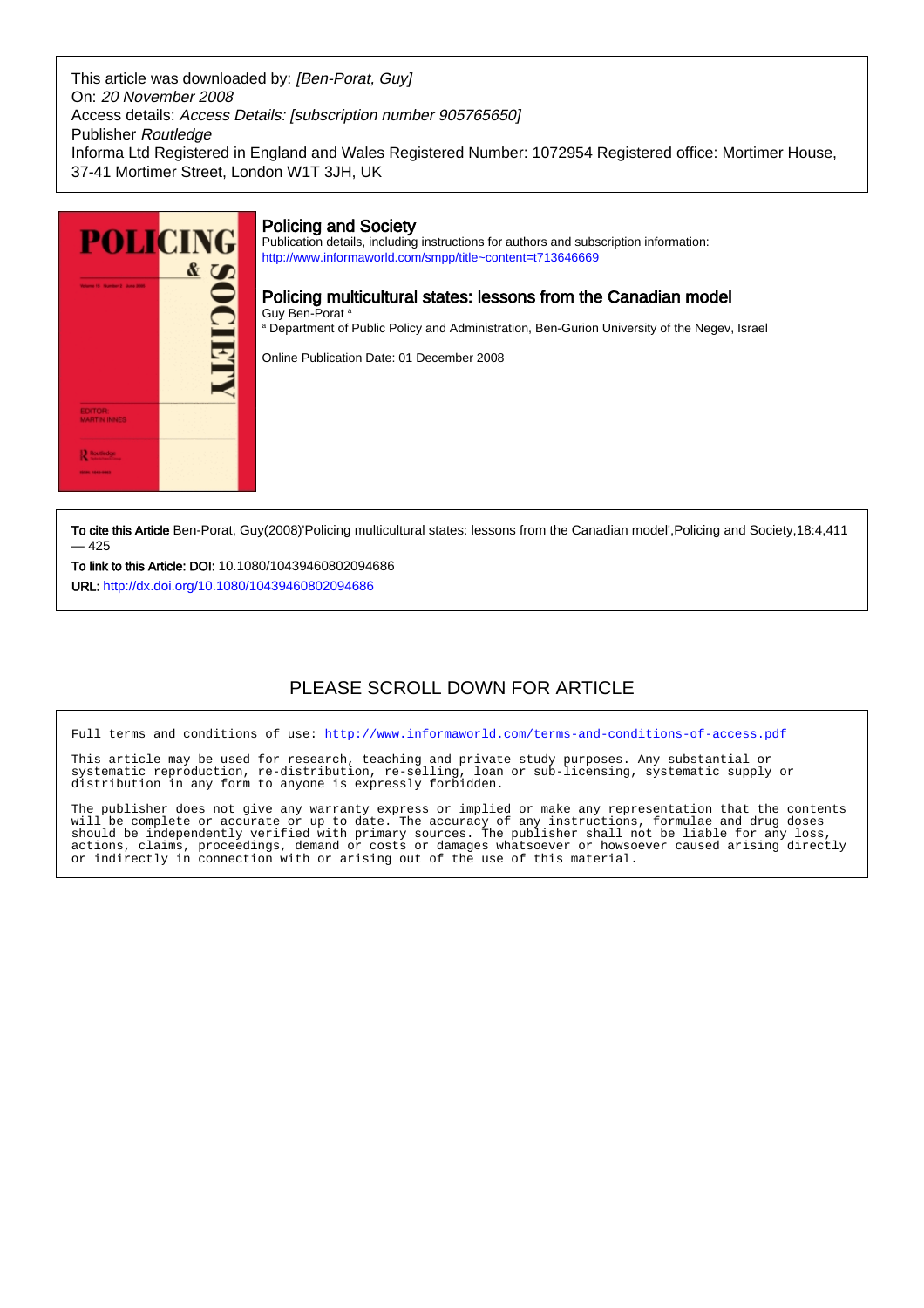This article was downloaded by: *[Ben-Porat, Guy]*
On: *20 November 2008*
Access details: *Access Details: [subscription number 905765650]*
Publisher *Routledge*
Informa Ltd Registered in England and Wales Registered Number: 1072954 Registered office: Mortimer House, 37-41 Mortimer Street, London W1T 3JH, UK

## Policing and Society

Publication details, including instructions for authors and subscription information:
http://www.informaworld.com/smpp/title~content=t713646669

# Policing multicultural states: lessons from the Canadian model

Guy Ben-Porat [a]

[a] Department of Public Policy and Administration, Ben-Gurion University of the Negev, Israel

Online Publication Date: 01 December 2008

**To cite this Article** Ben-Porat, Guy(2008)'Policing multicultural states: lessons from the Canadian model',Policing and Society,18:4,411 — 425

**To link to this Article: DOI:** 10.1080/10439460802094686

**URL:** http://dx.doi.org/10.1080/10439460802094686

PLEASE SCROLL DOWN FOR ARTICLE

Full terms and conditions of use: http://www.informaworld.com/terms-and-conditions-of-access.pdf

This article may be used for research, teaching and private study purposes. Any substantial or systematic reproduction, re-distribution, re-selling, loan or sub-licensing, systematic supply or distribution in any form to anyone is expressly forbidden.

The publisher does not give any warranty express or implied or make any representation that the contents will be complete or accurate or up to date. The accuracy of any instructions, formulae and drug doses should be independently verified with primary sources. The publisher shall not be liable for any loss, actions, claims, proceedings, demand or costs or damages whatsoever or howsoever caused arising directly or indirectly in connection with or arising out of the use of this material.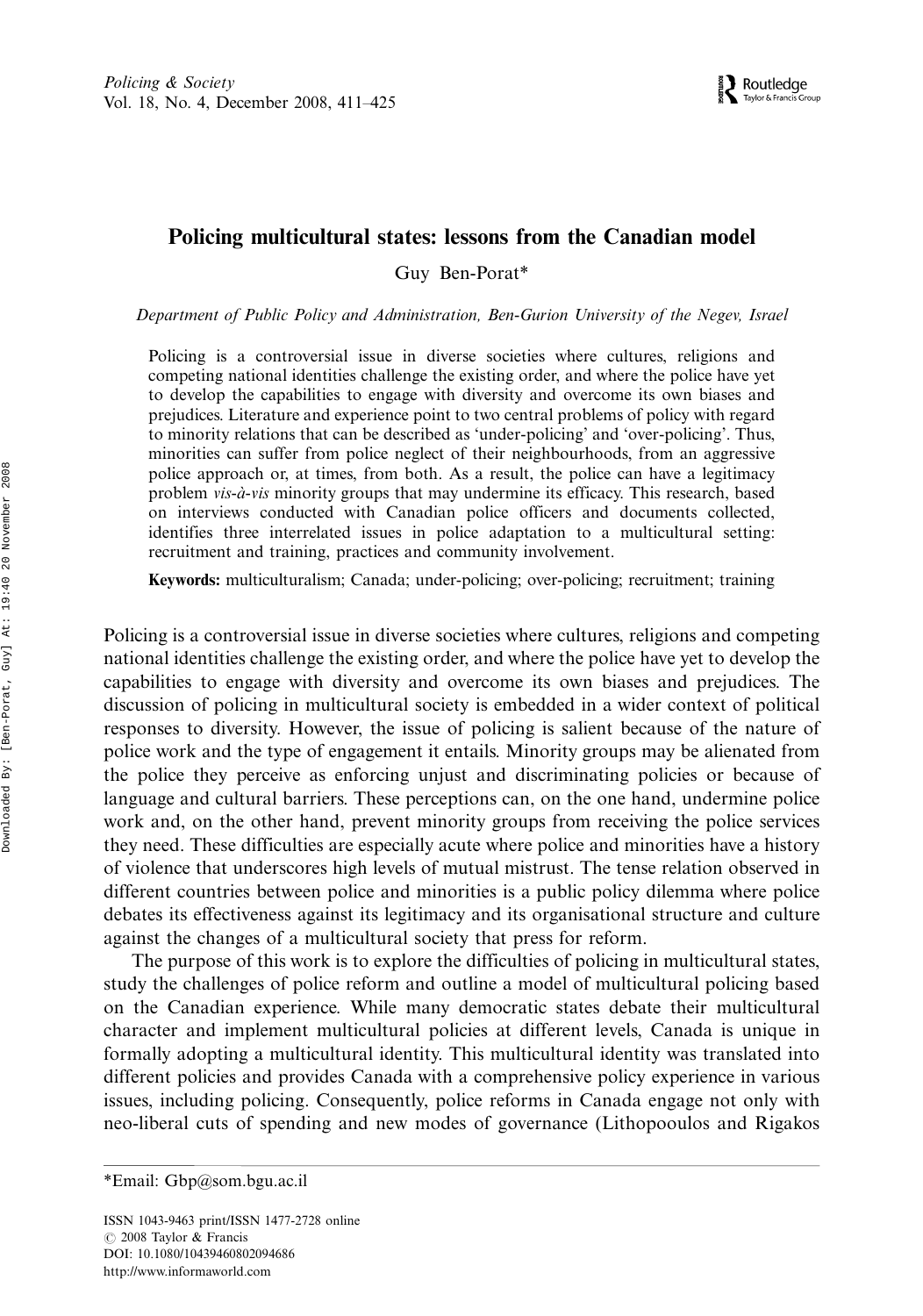# Policing multicultural states: lessons from the Canadian model

Guy Ben-Porat*

*Department of Public Policy and Administration, Ben-Gurion University of the Negev, Israel*

> Policing is a controversial issue in diverse societies where cultures, religions and competing national identities challenge the existing order, and where the police have yet to develop the capabilities to engage with diversity and overcome its own biases and prejudices. Literature and experience point to two central problems of policy with regard to minority relations that can be described as 'under-policing' and 'over-policing'. Thus, minorities can suffer from police neglect of their neighbourhoods, from an aggressive police approach or, at times, from both. As a result, the police can have a legitimacy problem *vis-à-vis* minority groups that may undermine its efficacy. This research, based on interviews conducted with Canadian police officers and documents collected, identifies three interrelated issues in police adaptation to a multicultural setting: recruitment and training, practices and community involvement.
>
> **Keywords:** multiculturalism; Canada; under-policing; over-policing; recruitment; training

Policing is a controversial issue in diverse societies where cultures, religions and competing national identities challenge the existing order, and where the police have yet to develop the capabilities to engage with diversity and overcome its own biases and prejudices. The discussion of policing in multicultural society is embedded in a wider context of political responses to diversity. However, the issue of policing is salient because of the nature of police work and the type of engagement it entails. Minority groups may be alienated from the police they perceive as enforcing unjust and discriminating policies or because of language and cultural barriers. These perceptions can, on the one hand, undermine police work and, on the other hand, prevent minority groups from receiving the police services they need. These difficulties are especially acute where police and minorities have a history of violence that underscores high levels of mutual mistrust. The tense relation observed in different countries between police and minorities is a public policy dilemma where police debates its effectiveness against its legitimacy and its organisational structure and culture against the changes of a multicultural society that press for reform.

The purpose of this work is to explore the difficulties of policing in multicultural states, study the challenges of police reform and outline a model of multicultural policing based on the Canadian experience. While many democratic states debate their multicultural character and implement multicultural policies at different levels, Canada is unique in formally adopting a multicultural identity. This multicultural identity was translated into different policies and provides Canada with a comprehensive policy experience in various issues, including policing. Consequently, police reforms in Canada engage not only with neo-liberal cuts of spending and new modes of governance (Lithopooulos and Rigakos

*Email: Gbp@som.bgu.ac.il

ISSN 1043-9463 print/ISSN 1477-2728 online
© 2008 Taylor & Francis
DOI: 10.1080/10439460802094686
http://www.informaworld.com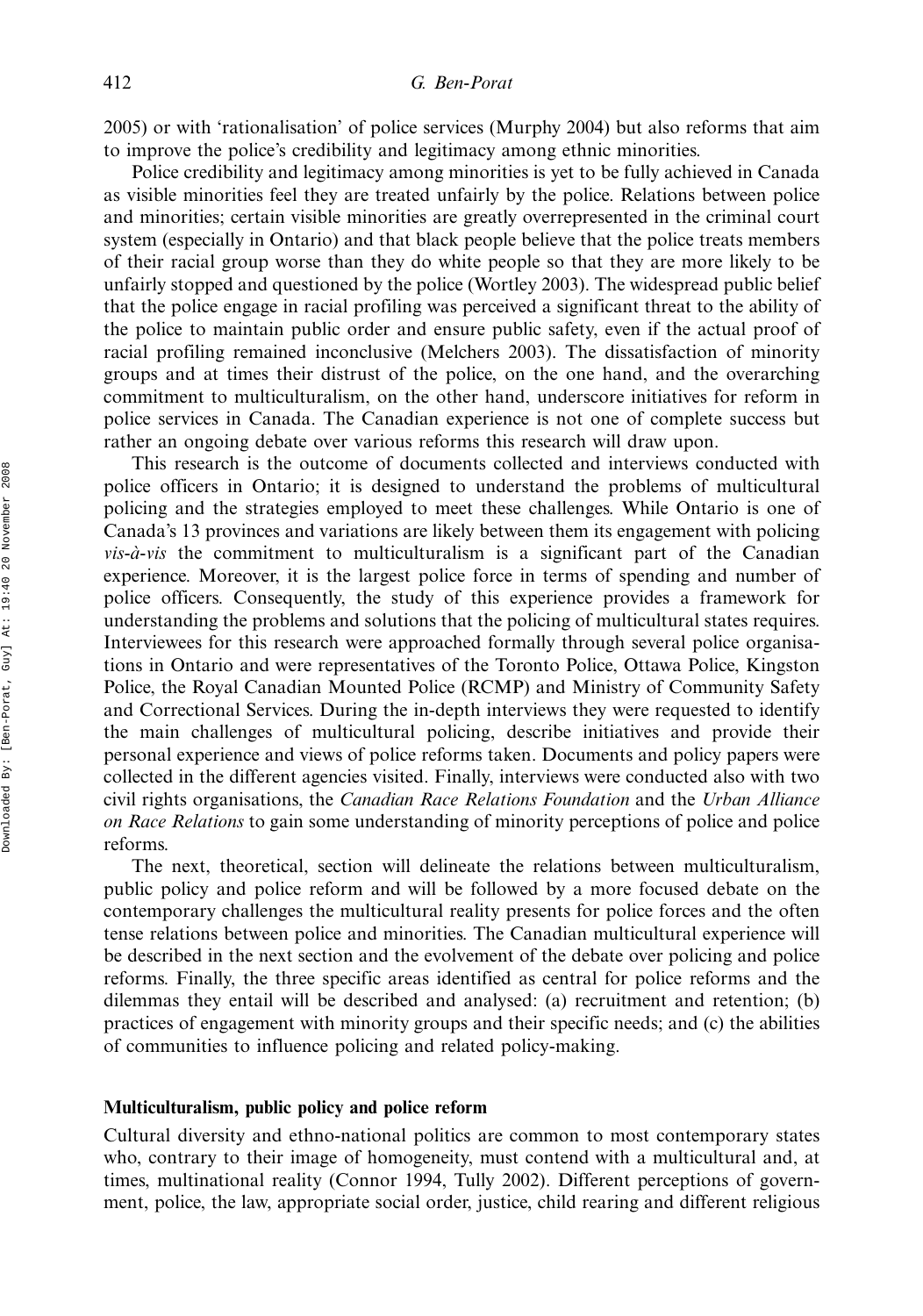2005) or with 'rationalisation' of police services (Murphy 2004) but also reforms that aim to improve the police's credibility and legitimacy among ethnic minorities.

Police credibility and legitimacy among minorities is yet to be fully achieved in Canada as visible minorities feel they are treated unfairly by the police. Relations between police and minorities; certain visible minorities are greatly overrepresented in the criminal court system (especially in Ontario) and that black people believe that the police treats members of their racial group worse than they do white people so that they are more likely to be unfairly stopped and questioned by the police (Wortley 2003). The widespread public belief that the police engage in racial profiling was perceived a significant threat to the ability of the police to maintain public order and ensure public safety, even if the actual proof of racial profiling remained inconclusive (Melchers 2003). The dissatisfaction of minority groups and at times their distrust of the police, on the one hand, and the overarching commitment to multiculturalism, on the other hand, underscore initiatives for reform in police services in Canada. The Canadian experience is not one of complete success but rather an ongoing debate over various reforms this research will draw upon.

This research is the outcome of documents collected and interviews conducted with police officers in Ontario; it is designed to understand the problems of multicultural policing and the strategies employed to meet these challenges. While Ontario is one of Canada's 13 provinces and variations are likely between them its engagement with policing *vis-à-vis* the commitment to multiculturalism is a significant part of the Canadian experience. Moreover, it is the largest police force in terms of spending and number of police officers. Consequently, the study of this experience provides a framework for understanding the problems and solutions that the policing of multicultural states requires. Interviewees for this research were approached formally through several police organisations in Ontario and were representatives of the Toronto Police, Ottawa Police, Kingston Police, the Royal Canadian Mounted Police (RCMP) and Ministry of Community Safety and Correctional Services. During the in-depth interviews they were requested to identify the main challenges of multicultural policing, describe initiatives and provide their personal experience and views of police reforms taken. Documents and policy papers were collected in the different agencies visited. Finally, interviews were conducted also with two civil rights organisations, the *Canadian Race Relations Foundation* and the *Urban Alliance on Race Relations* to gain some understanding of minority perceptions of police and police reforms.

The next, theoretical, section will delineate the relations between multiculturalism, public policy and police reform and will be followed by a more focused debate on the contemporary challenges the multicultural reality presents for police forces and the often tense relations between police and minorities. The Canadian multicultural experience will be described in the next section and the evolvement of the debate over policing and police reforms. Finally, the three specific areas identified as central for police reforms and the dilemmas they entail will be described and analysed: (a) recruitment and retention; (b) practices of engagement with minority groups and their specific needs; and (c) the abilities of communities to influence policing and related policy-making.

## Multiculturalism, public policy and police reform

Cultural diversity and ethno-national politics are common to most contemporary states who, contrary to their image of homogeneity, must contend with a multicultural and, at times, multinational reality (Connor 1994, Tully 2002). Different perceptions of government, police, the law, appropriate social order, justice, child rearing and different religious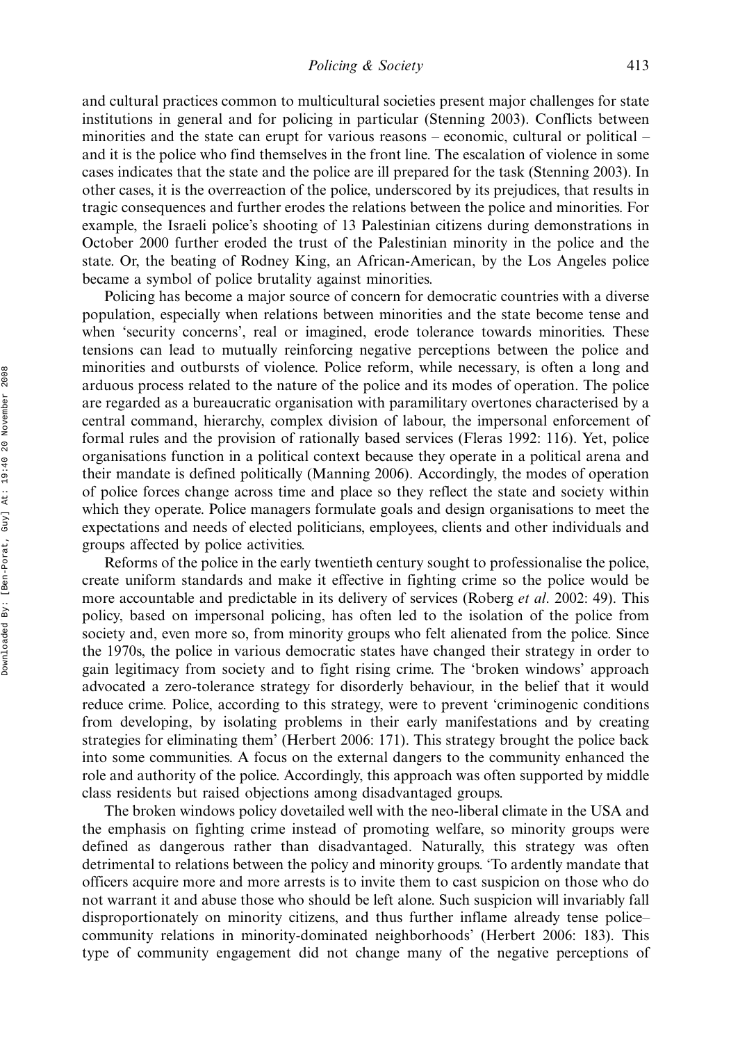and cultural practices common to multicultural societies present major challenges for state institutions in general and for policing in particular (Stenning 2003). Conflicts between minorities and the state can erupt for various reasons – economic, cultural or political – and it is the police who find themselves in the front line. The escalation of violence in some cases indicates that the state and the police are ill prepared for the task (Stenning 2003). In other cases, it is the overreaction of the police, underscored by its prejudices, that results in tragic consequences and further erodes the relations between the police and minorities. For example, the Israeli police's shooting of 13 Palestinian citizens during demonstrations in October 2000 further eroded the trust of the Palestinian minority in the police and the state. Or, the beating of Rodney King, an African-American, by the Los Angeles police became a symbol of police brutality against minorities.

Policing has become a major source of concern for democratic countries with a diverse population, especially when relations between minorities and the state become tense and when 'security concerns', real or imagined, erode tolerance towards minorities. These tensions can lead to mutually reinforcing negative perceptions between the police and minorities and outbursts of violence. Police reform, while necessary, is often a long and arduous process related to the nature of the police and its modes of operation. The police are regarded as a bureaucratic organisation with paramilitary overtones characterised by a central command, hierarchy, complex division of labour, the impersonal enforcement of formal rules and the provision of rationally based services (Fleras 1992: 116). Yet, police organisations function in a political context because they operate in a political arena and their mandate is defined politically (Manning 2006). Accordingly, the modes of operation of police forces change across time and place so they reflect the state and society within which they operate. Police managers formulate goals and design organisations to meet the expectations and needs of elected politicians, employees, clients and other individuals and groups affected by police activities.

Reforms of the police in the early twentieth century sought to professionalise the police, create uniform standards and make it effective in fighting crime so the police would be more accountable and predictable in its delivery of services (Roberg *et al*. 2002: 49). This policy, based on impersonal policing, has often led to the isolation of the police from society and, even more so, from minority groups who felt alienated from the police. Since the 1970s, the police in various democratic states have changed their strategy in order to gain legitimacy from society and to fight rising crime. The 'broken windows' approach advocated a zero-tolerance strategy for disorderly behaviour, in the belief that it would reduce crime. Police, according to this strategy, were to prevent 'criminogenic conditions from developing, by isolating problems in their early manifestations and by creating strategies for eliminating them' (Herbert 2006: 171). This strategy brought the police back into some communities. A focus on the external dangers to the community enhanced the role and authority of the police. Accordingly, this approach was often supported by middle class residents but raised objections among disadvantaged groups.

The broken windows policy dovetailed well with the neo-liberal climate in the USA and the emphasis on fighting crime instead of promoting welfare, so minority groups were defined as dangerous rather than disadvantaged. Naturally, this strategy was often detrimental to relations between the policy and minority groups. 'To ardently mandate that officers acquire more and more arrests is to invite them to cast suspicion on those who do not warrant it and abuse those who should be left alone. Such suspicion will invariably fall disproportionately on minority citizens, and thus further inflame already tense police–community relations in minority-dominated neighborhoods' (Herbert 2006: 183). This type of community engagement did not change many of the negative perceptions of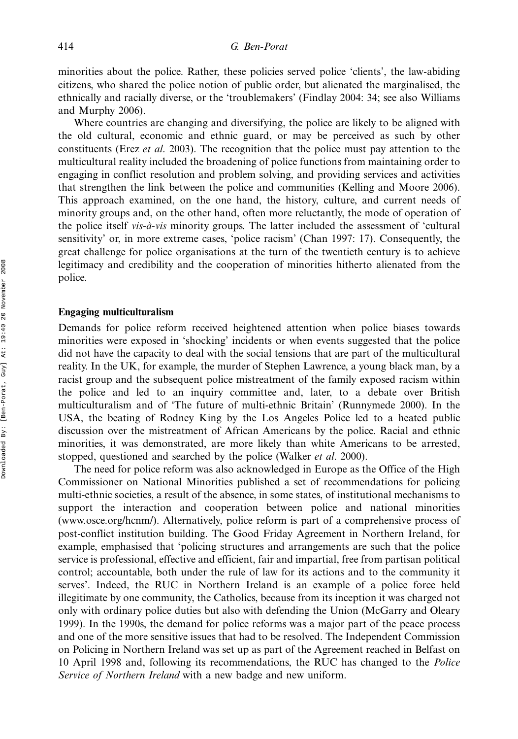minorities about the police. Rather, these policies served police 'clients', the law-abiding citizens, who shared the police notion of public order, but alienated the marginalised, the ethnically and racially diverse, or the 'troublemakers' (Findlay 2004: 34; see also Williams and Murphy 2006).

Where countries are changing and diversifying, the police are likely to be aligned with the old cultural, economic and ethnic guard, or may be perceived as such by other constituents (Erez *et al*. 2003). The recognition that the police must pay attention to the multicultural reality included the broadening of police functions from maintaining order to engaging in conflict resolution and problem solving, and providing services and activities that strengthen the link between the police and communities (Kelling and Moore 2006). This approach examined, on the one hand, the history, culture, and current needs of minority groups and, on the other hand, often more reluctantly, the mode of operation of the police itself *vis-à-vis* minority groups. The latter included the assessment of 'cultural sensitivity' or, in more extreme cases, 'police racism' (Chan 1997: 17). Consequently, the great challenge for police organisations at the turn of the twentieth century is to achieve legitimacy and credibility and the cooperation of minorities hitherto alienated from the police.

## Engaging multiculturalism

Demands for police reform received heightened attention when police biases towards minorities were exposed in 'shocking' incidents or when events suggested that the police did not have the capacity to deal with the social tensions that are part of the multicultural reality. In the UK, for example, the murder of Stephen Lawrence, a young black man, by a racist group and the subsequent police mistreatment of the family exposed racism within the police and led to an inquiry committee and, later, to a debate over British multiculturalism and of 'The future of multi-ethnic Britain' (Runnymede 2000). In the USA, the beating of Rodney King by the Los Angeles Police led to a heated public discussion over the mistreatment of African Americans by the police. Racial and ethnic minorities, it was demonstrated, are more likely than white Americans to be arrested, stopped, questioned and searched by the police (Walker *et al*. 2000).

The need for police reform was also acknowledged in Europe as the Office of the High Commissioner on National Minorities published a set of recommendations for policing multi-ethnic societies, a result of the absence, in some states, of institutional mechanisms to support the interaction and cooperation between police and national minorities (www.osce.org/hcnm/). Alternatively, police reform is part of a comprehensive process of post-conflict institution building. The Good Friday Agreement in Northern Ireland, for example, emphasised that 'policing structures and arrangements are such that the police service is professional, effective and efficient, fair and impartial, free from partisan political control; accountable, both under the rule of law for its actions and to the community it serves'. Indeed, the RUC in Northern Ireland is an example of a police force held illegitimate by one community, the Catholics, because from its inception it was charged not only with ordinary police duties but also with defending the Union (McGarry and Oleary 1999). In the 1990s, the demand for police reforms was a major part of the peace process and one of the more sensitive issues that had to be resolved. The Independent Commission on Policing in Northern Ireland was set up as part of the Agreement reached in Belfast on 10 April 1998 and, following its recommendations, the RUC has changed to the *Police Service of Northern Ireland* with a new badge and new uniform.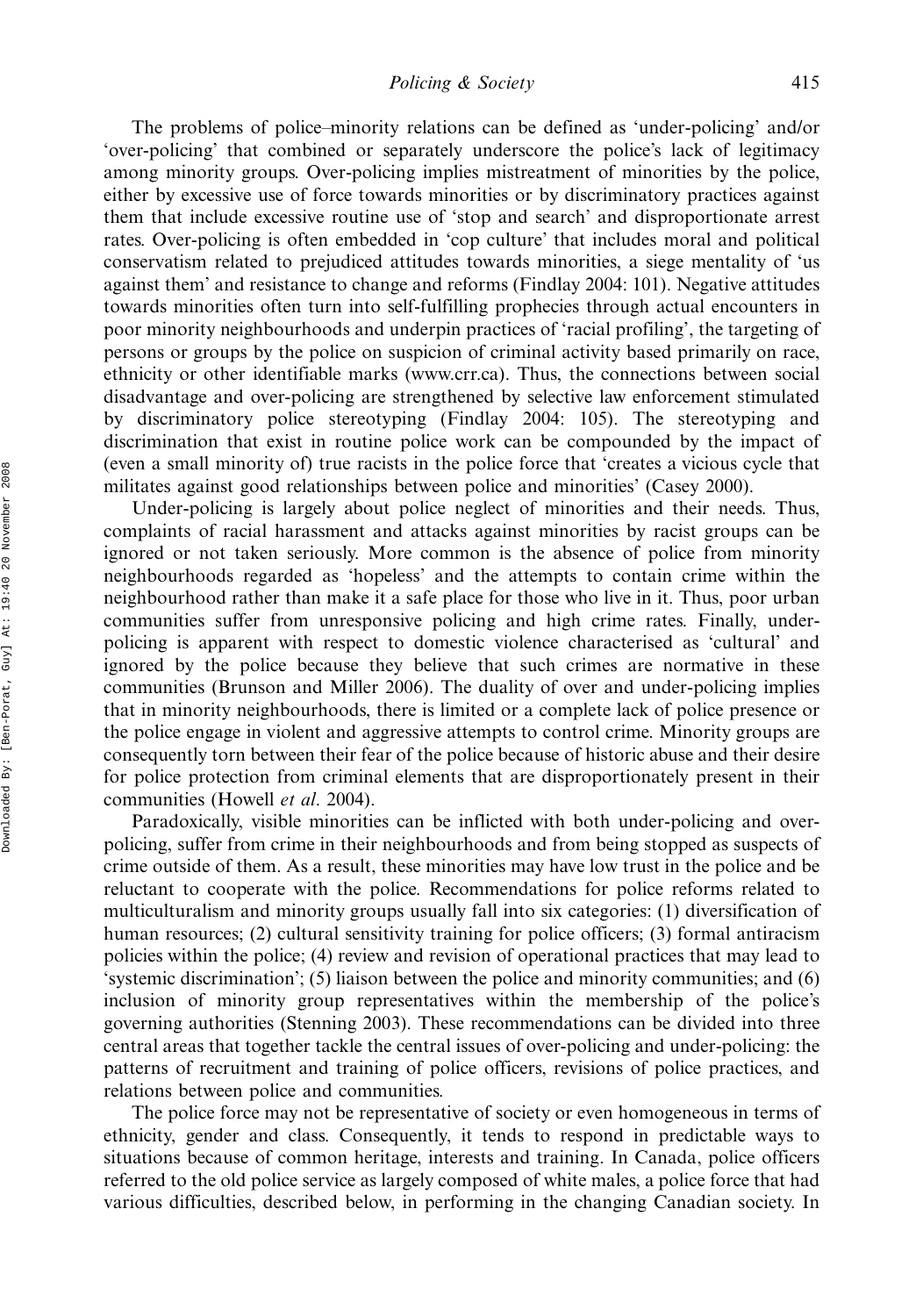The problems of police–minority relations can be defined as 'under-policing' and/or 'over-policing' that combined or separately underscore the police's lack of legitimacy among minority groups. Over-policing implies mistreatment of minorities by the police, either by excessive use of force towards minorities or by discriminatory practices against them that include excessive routine use of 'stop and search' and disproportionate arrest rates. Over-policing is often embedded in 'cop culture' that includes moral and political conservatism related to prejudiced attitudes towards minorities, a siege mentality of 'us against them' and resistance to change and reforms (Findlay 2004: 101). Negative attitudes towards minorities often turn into self-fulfilling prophecies through actual encounters in poor minority neighbourhoods and underpin practices of 'racial profiling', the targeting of persons or groups by the police on suspicion of criminal activity based primarily on race, ethnicity or other identifiable marks (www.crr.ca). Thus, the connections between social disadvantage and over-policing are strengthened by selective law enforcement stimulated by discriminatory police stereotyping (Findlay 2004: 105). The stereotyping and discrimination that exist in routine police work can be compounded by the impact of (even a small minority of) true racists in the police force that 'creates a vicious cycle that militates against good relationships between police and minorities' (Casey 2000).

Under-policing is largely about police neglect of minorities and their needs. Thus, complaints of racial harassment and attacks against minorities by racist groups can be ignored or not taken seriously. More common is the absence of police from minority neighbourhoods regarded as 'hopeless' and the attempts to contain crime within the neighbourhood rather than make it a safe place for those who live in it. Thus, poor urban communities suffer from unresponsive policing and high crime rates. Finally, under-policing is apparent with respect to domestic violence characterised as 'cultural' and ignored by the police because they believe that such crimes are normative in these communities (Brunson and Miller 2006). The duality of over and under-policing implies that in minority neighbourhoods, there is limited or a complete lack of police presence or the police engage in violent and aggressive attempts to control crime. Minority groups are consequently torn between their fear of the police because of historic abuse and their desire for police protection from criminal elements that are disproportionately present in their communities (Howell *et al*. 2004).

Paradoxically, visible minorities can be inflicted with both under-policing and over-policing, suffer from crime in their neighbourhoods and from being stopped as suspects of crime outside of them. As a result, these minorities may have low trust in the police and be reluctant to cooperate with the police. Recommendations for police reforms related to multiculturalism and minority groups usually fall into six categories: (1) diversification of human resources; (2) cultural sensitivity training for police officers; (3) formal antiracism policies within the police; (4) review and revision of operational practices that may lead to 'systemic discrimination'; (5) liaison between the police and minority communities; and (6) inclusion of minority group representatives within the membership of the police's governing authorities (Stenning 2003). These recommendations can be divided into three central areas that together tackle the central issues of over-policing and under-policing: the patterns of recruitment and training of police officers, revisions of police practices, and relations between police and communities.

The police force may not be representative of society or even homogeneous in terms of ethnicity, gender and class. Consequently, it tends to respond in predictable ways to situations because of common heritage, interests and training. In Canada, police officers referred to the old police service as largely composed of white males, a police force that had various difficulties, described below, in performing in the changing Canadian society. In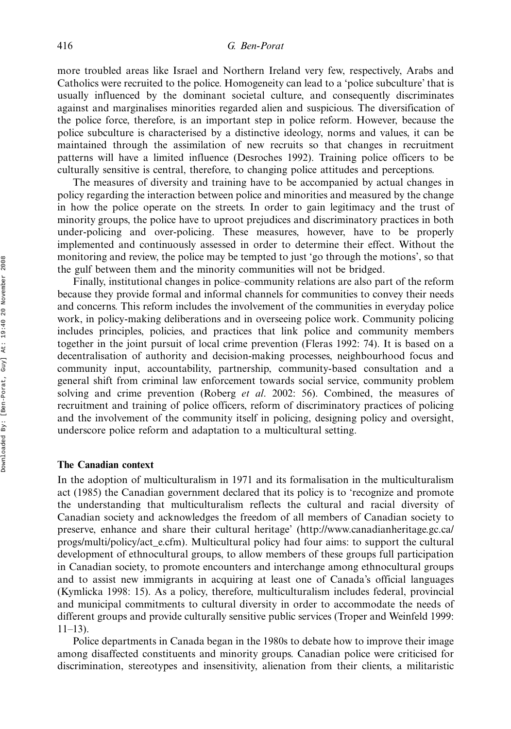more troubled areas like Israel and Northern Ireland very few, respectively, Arabs and Catholics were recruited to the police. Homogeneity can lead to a 'police subculture' that is usually influenced by the dominant societal culture, and consequently discriminates against and marginalises minorities regarded alien and suspicious. The diversification of the police force, therefore, is an important step in police reform. However, because the police subculture is characterised by a distinctive ideology, norms and values, it can be maintained through the assimilation of new recruits so that changes in recruitment patterns will have a limited influence (Desroches 1992). Training police officers to be culturally sensitive is central, therefore, to changing police attitudes and perceptions.

The measures of diversity and training have to be accompanied by actual changes in policy regarding the interaction between police and minorities and measured by the change in how the police operate on the streets. In order to gain legitimacy and the trust of minority groups, the police have to uproot prejudices and discriminatory practices in both under-policing and over-policing. These measures, however, have to be properly implemented and continuously assessed in order to determine their effect. Without the monitoring and review, the police may be tempted to just 'go through the motions', so that the gulf between them and the minority communities will not be bridged.

Finally, institutional changes in police–community relations are also part of the reform because they provide formal and informal channels for communities to convey their needs and concerns. This reform includes the involvement of the communities in everyday police work, in policy-making deliberations and in overseeing police work. Community policing includes principles, policies, and practices that link police and community members together in the joint pursuit of local crime prevention (Fleras 1992: 74). It is based on a decentralisation of authority and decision-making processes, neighbourhood focus and community input, accountability, partnership, community-based consultation and a general shift from criminal law enforcement towards social service, community problem solving and crime prevention (Roberg *et al*. 2002: 56). Combined, the measures of recruitment and training of police officers, reform of discriminatory practices of policing and the involvement of the community itself in policing, designing policy and oversight, underscore police reform and adaptation to a multicultural setting.

## The Canadian context

In the adoption of multiculturalism in 1971 and its formalisation in the multiculturalism act (1985) the Canadian government declared that its policy is to 'recognize and promote the understanding that multiculturalism reflects the cultural and racial diversity of Canadian society and acknowledges the freedom of all members of Canadian society to preserve, enhance and share their cultural heritage' (http://www.canadianheritage.gc.ca/progs/multi/policy/act_e.cfm). Multicultural policy had four aims: to support the cultural development of ethnocultural groups, to allow members of these groups full participation in Canadian society, to promote encounters and interchange among ethnocultural groups and to assist new immigrants in acquiring at least one of Canada's official languages (Kymlicka 1998: 15). As a policy, therefore, multiculturalism includes federal, provincial and municipal commitments to cultural diversity in order to accommodate the needs of different groups and provide culturally sensitive public services (Troper and Weinfeld 1999: 11–13).

Police departments in Canada began in the 1980s to debate how to improve their image among disaffected constituents and minority groups. Canadian police were criticised for discrimination, stereotypes and insensitivity, alienation from their clients, a militaristic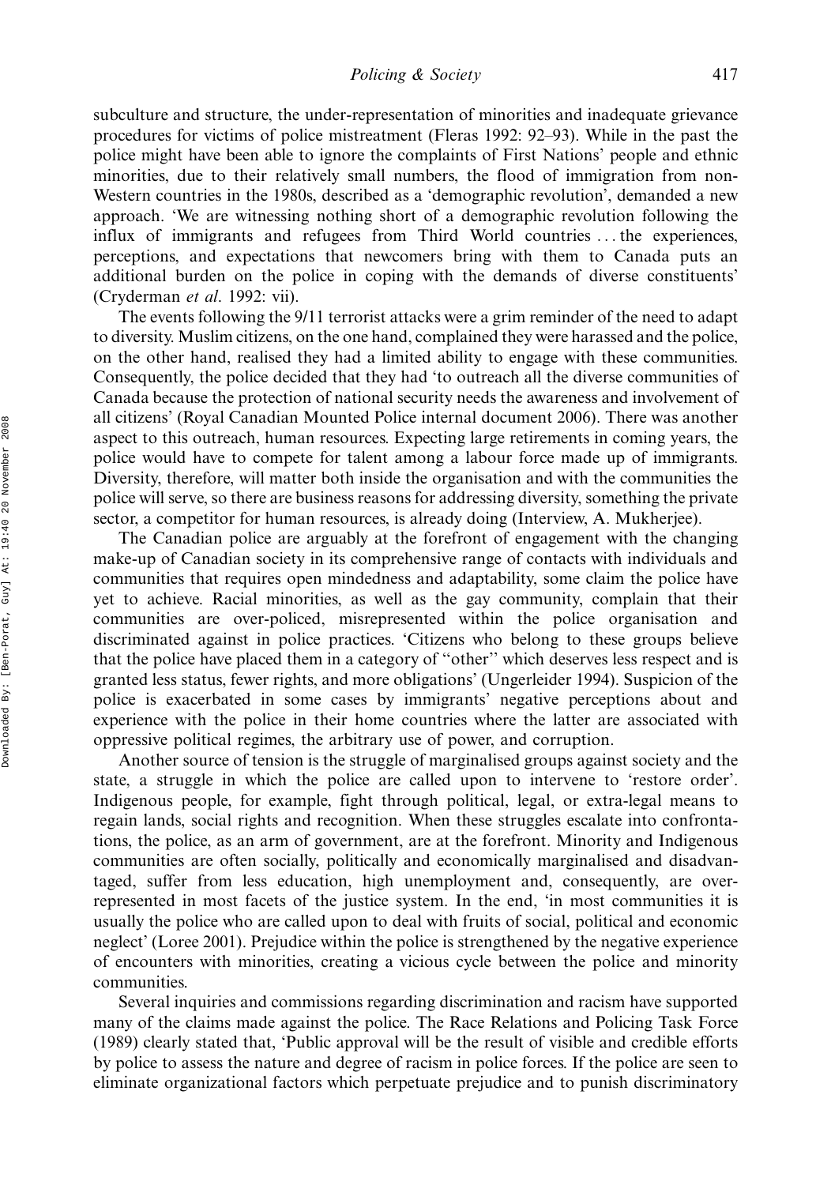subculture and structure, the under-representation of minorities and inadequate grievance procedures for victims of police mistreatment (Fleras 1992: 92–93). While in the past the police might have been able to ignore the complaints of First Nations' people and ethnic minorities, due to their relatively small numbers, the flood of immigration from non-Western countries in the 1980s, described as a 'demographic revolution', demanded a new approach. 'We are witnessing nothing short of a demographic revolution following the influx of immigrants and refugees from Third World countries . . . the experiences, perceptions, and expectations that newcomers bring with them to Canada puts an additional burden on the police in coping with the demands of diverse constituents' (Cryderman *et al*. 1992: vii).

The events following the 9/11 terrorist attacks were a grim reminder of the need to adapt to diversity. Muslim citizens, on the one hand, complained they were harassed and the police, on the other hand, realised they had a limited ability to engage with these communities. Consequently, the police decided that they had 'to outreach all the diverse communities of Canada because the protection of national security needs the awareness and involvement of all citizens' (Royal Canadian Mounted Police internal document 2006). There was another aspect to this outreach, human resources. Expecting large retirements in coming years, the police would have to compete for talent among a labour force made up of immigrants. Diversity, therefore, will matter both inside the organisation and with the communities the police will serve, so there are business reasons for addressing diversity, something the private sector, a competitor for human resources, is already doing (Interview, A. Mukherjee).

The Canadian police are arguably at the forefront of engagement with the changing make-up of Canadian society in its comprehensive range of contacts with individuals and communities that requires open mindedness and adaptability, some claim the police have yet to achieve. Racial minorities, as well as the gay community, complain that their communities are over-policed, misrepresented within the police organisation and discriminated against in police practices. 'Citizens who belong to these groups believe that the police have placed them in a category of "other" which deserves less respect and is granted less status, fewer rights, and more obligations' (Ungerleider 1994). Suspicion of the police is exacerbated in some cases by immigrants' negative perceptions about and experience with the police in their home countries where the latter are associated with oppressive political regimes, the arbitrary use of power, and corruption.

Another source of tension is the struggle of marginalised groups against society and the state, a struggle in which the police are called upon to intervene to 'restore order'. Indigenous people, for example, fight through political, legal, or extra-legal means to regain lands, social rights and recognition. When these struggles escalate into confrontations, the police, as an arm of government, are at the forefront. Minority and Indigenous communities are often socially, politically and economically marginalised and disadvantaged, suffer from less education, high unemployment and, consequently, are over-represented in most facets of the justice system. In the end, 'in most communities it is usually the police who are called upon to deal with fruits of social, political and economic neglect' (Loree 2001). Prejudice within the police is strengthened by the negative experience of encounters with minorities, creating a vicious cycle between the police and minority communities.

Several inquiries and commissions regarding discrimination and racism have supported many of the claims made against the police. The Race Relations and Policing Task Force (1989) clearly stated that, 'Public approval will be the result of visible and credible efforts by police to assess the nature and degree of racism in police forces. If the police are seen to eliminate organizational factors which perpetuate prejudice and to punish discriminatory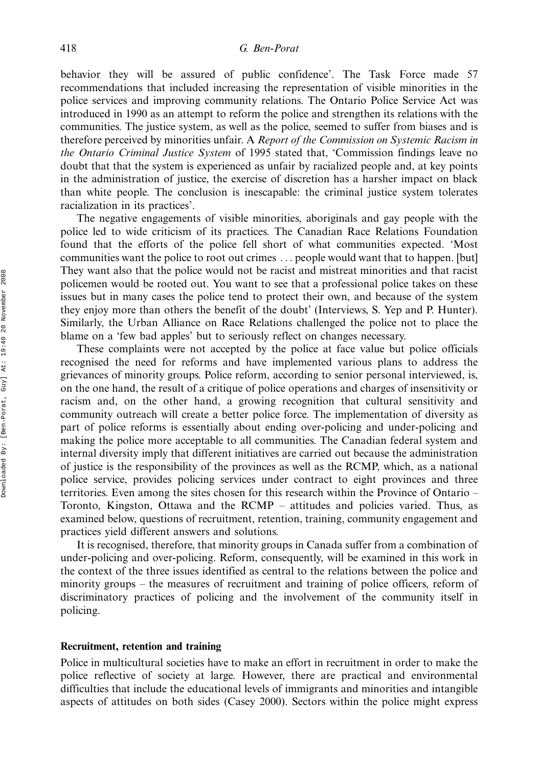behavior they will be assured of public confidence'. The Task Force made 57 recommendations that included increasing the representation of visible minorities in the police services and improving community relations. The Ontario Police Service Act was introduced in 1990 as an attempt to reform the police and strengthen its relations with the communities. The justice system, as well as the police, seemed to suffer from biases and is therefore perceived by minorities unfair. A *Report of the Commission on Systemic Racism in the Ontario Criminal Justice System* of 1995 stated that, 'Commission findings leave no doubt that that the system is experienced as unfair by racialized people and, at key points in the administration of justice, the exercise of discretion has a harsher impact on black than white people. The conclusion is inescapable: the criminal justice system tolerates racialization in its practices'.

The negative engagements of visible minorities, aboriginals and gay people with the police led to wide criticism of its practices. The Canadian Race Relations Foundation found that the efforts of the police fell short of what communities expected. 'Most communities want the police to root out crimes ... people would want that to happen. [but] They want also that the police would not be racist and mistreat minorities and that racist policemen would be rooted out. You want to see that a professional police takes on these issues but in many cases the police tend to protect their own, and because of the system they enjoy more than others the benefit of the doubt' (Interviews, S. Yep and P. Hunter). Similarly, the Urban Alliance on Race Relations challenged the police not to place the blame on a 'few bad apples' but to seriously reflect on changes necessary.

These complaints were not accepted by the police at face value but police officials recognised the need for reforms and have implemented various plans to address the grievances of minority groups. Police reform, according to senior personal interviewed, is, on the one hand, the result of a critique of police operations and charges of insensitivity or racism and, on the other hand, a growing recognition that cultural sensitivity and community outreach will create a better police force. The implementation of diversity as part of police reforms is essentially about ending over-policing and under-policing and making the police more acceptable to all communities. The Canadian federal system and internal diversity imply that different initiatives are carried out because the administration of justice is the responsibility of the provinces as well as the RCMP, which, as a national police service, provides policing services under contract to eight provinces and three territories. Even among the sites chosen for this research within the Province of Ontario – Toronto, Kingston, Ottawa and the RCMP – attitudes and policies varied. Thus, as examined below, questions of recruitment, retention, training, community engagement and practices yield different answers and solutions.

It is recognised, therefore, that minority groups in Canada suffer from a combination of under-policing and over-policing. Reform, consequently, will be examined in this work in the context of the three issues identified as central to the relations between the police and minority groups – the measures of recruitment and training of police officers, reform of discriminatory practices of policing and the involvement of the community itself in policing.

## Recruitment, retention and training

Police in multicultural societies have to make an effort in recruitment in order to make the police reflective of society at large. However, there are practical and environmental difficulties that include the educational levels of immigrants and minorities and intangible aspects of attitudes on both sides (Casey 2000). Sectors within the police might express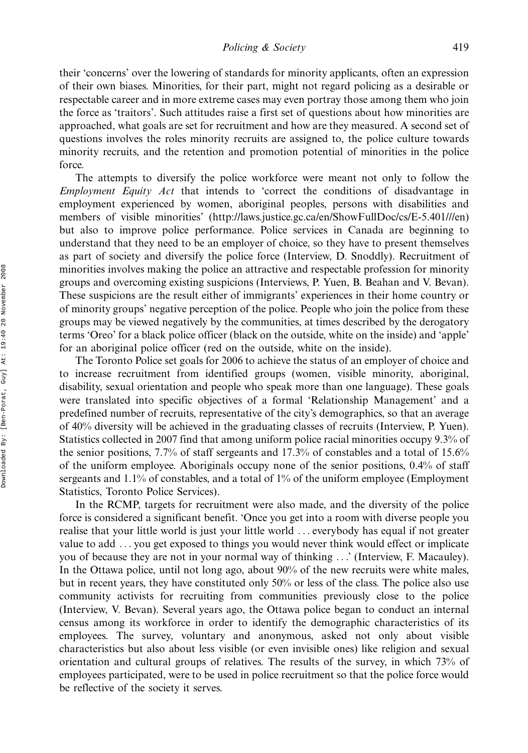their 'concerns' over the lowering of standards for minority applicants, often an expression of their own biases. Minorities, for their part, might not regard policing as a desirable or respectable career and in more extreme cases may even portray those among them who join the force as 'traitors'. Such attitudes raise a first set of questions about how minorities are approached, what goals are set for recruitment and how are they measured. A second set of questions involves the roles minority recruits are assigned to, the police culture towards minority recruits, and the retention and promotion potential of minorities in the police force.

The attempts to diversify the police workforce were meant not only to follow the *Employment Equity Act* that intends to 'correct the conditions of disadvantage in employment experienced by women, aboriginal peoples, persons with disabilities and members of visible minorities' (http://laws.justice.gc.ca/en/ShowFullDoc/cs/E-5.401///en) but also to improve police performance. Police services in Canada are beginning to understand that they need to be an employer of choice, so they have to present themselves as part of society and diversify the police force (Interview, D. Snoddly). Recruitment of minorities involves making the police an attractive and respectable profession for minority groups and overcoming existing suspicions (Interviews, P. Yuen, B. Beahan and V. Bevan). These suspicions are the result either of immigrants' experiences in their home country or of minority groups' negative perception of the police. People who join the police from these groups may be viewed negatively by the communities, at times described by the derogatory terms 'Oreo' for a black police officer (black on the outside, white on the inside) and 'apple' for an aboriginal police officer (red on the outside, white on the inside).

The Toronto Police set goals for 2006 to achieve the status of an employer of choice and to increase recruitment from identified groups (women, visible minority, aboriginal, disability, sexual orientation and people who speak more than one language). These goals were translated into specific objectives of a formal 'Relationship Management' and a predefined number of recruits, representative of the city's demographics, so that an average of 40% diversity will be achieved in the graduating classes of recruits (Interview, P. Yuen). Statistics collected in 2007 find that among uniform police racial minorities occupy 9.3% of the senior positions, 7.7% of staff sergeants and 17.3% of constables and a total of 15.6% of the uniform employee. Aboriginals occupy none of the senior positions, 0.4% of staff sergeants and 1.1% of constables, and a total of 1% of the uniform employee (Employment Statistics, Toronto Police Services).

In the RCMP, targets for recruitment were also made, and the diversity of the police force is considered a significant benefit. 'Once you get into a room with diverse people you realise that your little world is just your little world ... everybody has equal if not greater value to add ... you get exposed to things you would never think would effect or implicate you of because they are not in your normal way of thinking ...' (Interview, F. Macauley). In the Ottawa police, until not long ago, about 90% of the new recruits were white males, but in recent years, they have constituted only 50% or less of the class. The police also use community activists for recruiting from communities previously close to the police (Interview, V. Bevan). Several years ago, the Ottawa police began to conduct an internal census among its workforce in order to identify the demographic characteristics of its employees. The survey, voluntary and anonymous, asked not only about visible characteristics but also about less visible (or even invisible ones) like religion and sexual orientation and cultural groups of relatives. The results of the survey, in which 73% of employees participated, were to be used in police recruitment so that the police force would be reflective of the society it serves.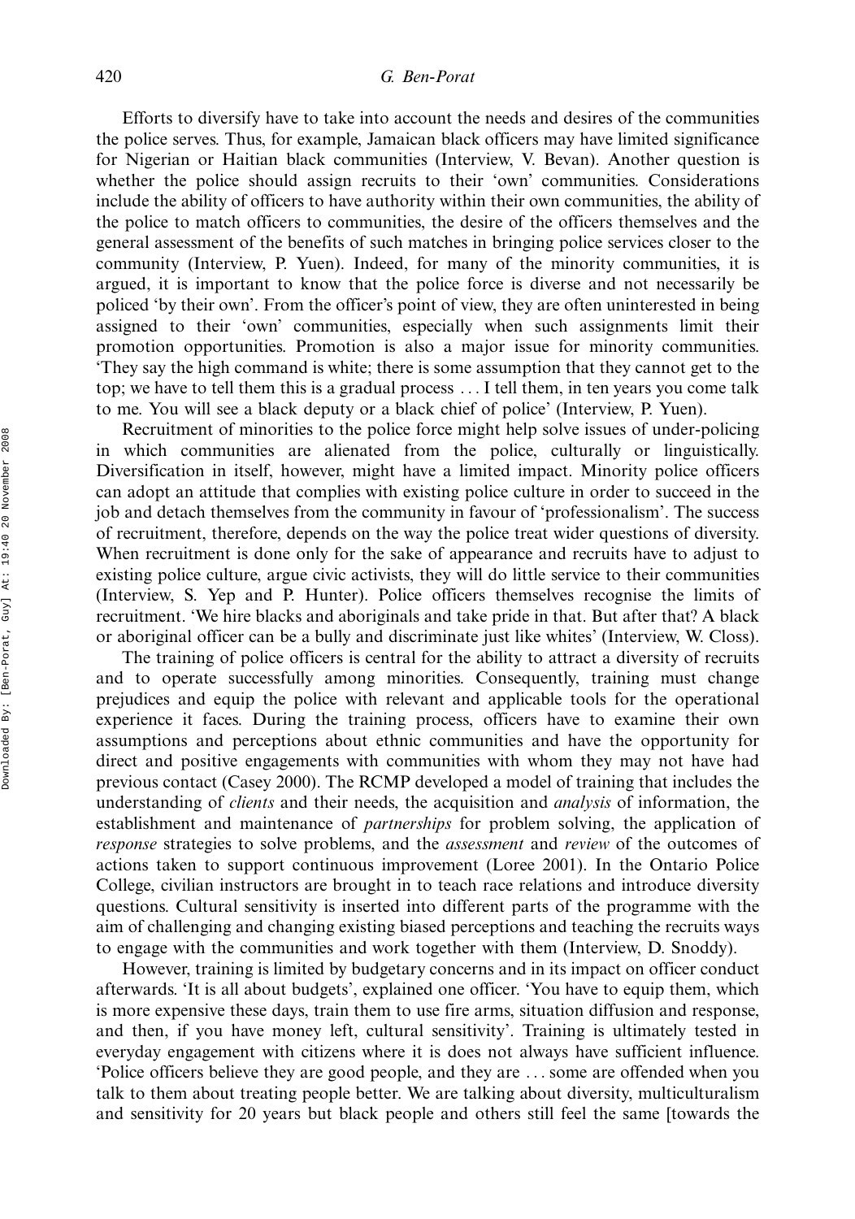Efforts to diversify have to take into account the needs and desires of the communities the police serves. Thus, for example, Jamaican black officers may have limited significance for Nigerian or Haitian black communities (Interview, V. Bevan). Another question is whether the police should assign recruits to their 'own' communities. Considerations include the ability of officers to have authority within their own communities, the ability of the police to match officers to communities, the desire of the officers themselves and the general assessment of the benefits of such matches in bringing police services closer to the community (Interview, P. Yuen). Indeed, for many of the minority communities, it is argued, it is important to know that the police force is diverse and not necessarily be policed 'by their own'. From the officer's point of view, they are often uninterested in being assigned to their 'own' communities, especially when such assignments limit their promotion opportunities. Promotion is also a major issue for minority communities. 'They say the high command is white; there is some assumption that they cannot get to the top; we have to tell them this is a gradual process ... I tell them, in ten years you come talk to me. You will see a black deputy or a black chief of police' (Interview, P. Yuen).

Recruitment of minorities to the police force might help solve issues of under-policing in which communities are alienated from the police, culturally or linguistically. Diversification in itself, however, might have a limited impact. Minority police officers can adopt an attitude that complies with existing police culture in order to succeed in the job and detach themselves from the community in favour of 'professionalism'. The success of recruitment, therefore, depends on the way the police treat wider questions of diversity. When recruitment is done only for the sake of appearance and recruits have to adjust to existing police culture, argue civic activists, they will do little service to their communities (Interview, S. Yep and P. Hunter). Police officers themselves recognise the limits of recruitment. 'We hire blacks and aboriginals and take pride in that. But after that? A black or aboriginal officer can be a bully and discriminate just like whites' (Interview, W. Closs).

The training of police officers is central for the ability to attract a diversity of recruits and to operate successfully among minorities. Consequently, training must change prejudices and equip the police with relevant and applicable tools for the operational experience it faces. During the training process, officers have to examine their own assumptions and perceptions about ethnic communities and have the opportunity for direct and positive engagements with communities with whom they may not have had previous contact (Casey 2000). The RCMP developed a model of training that includes the understanding of *clients* and their needs, the acquisition and *analysis* of information, the establishment and maintenance of *partnerships* for problem solving, the application of *response* strategies to solve problems, and the *assessment* and *review* of the outcomes of actions taken to support continuous improvement (Loree 2001). In the Ontario Police College, civilian instructors are brought in to teach race relations and introduce diversity questions. Cultural sensitivity is inserted into different parts of the programme with the aim of challenging and changing existing biased perceptions and teaching the recruits ways to engage with the communities and work together with them (Interview, D. Snoddy).

However, training is limited by budgetary concerns and in its impact on officer conduct afterwards. 'It is all about budgets', explained one officer. 'You have to equip them, which is more expensive these days, train them to use fire arms, situation diffusion and response, and then, if you have money left, cultural sensitivity'. Training is ultimately tested in everyday engagement with citizens where it is does not always have sufficient influence. 'Police officers believe they are good people, and they are ... some are offended when you talk to them about treating people better. We are talking about diversity, multiculturalism and sensitivity for 20 years but black people and others still feel the same [towards the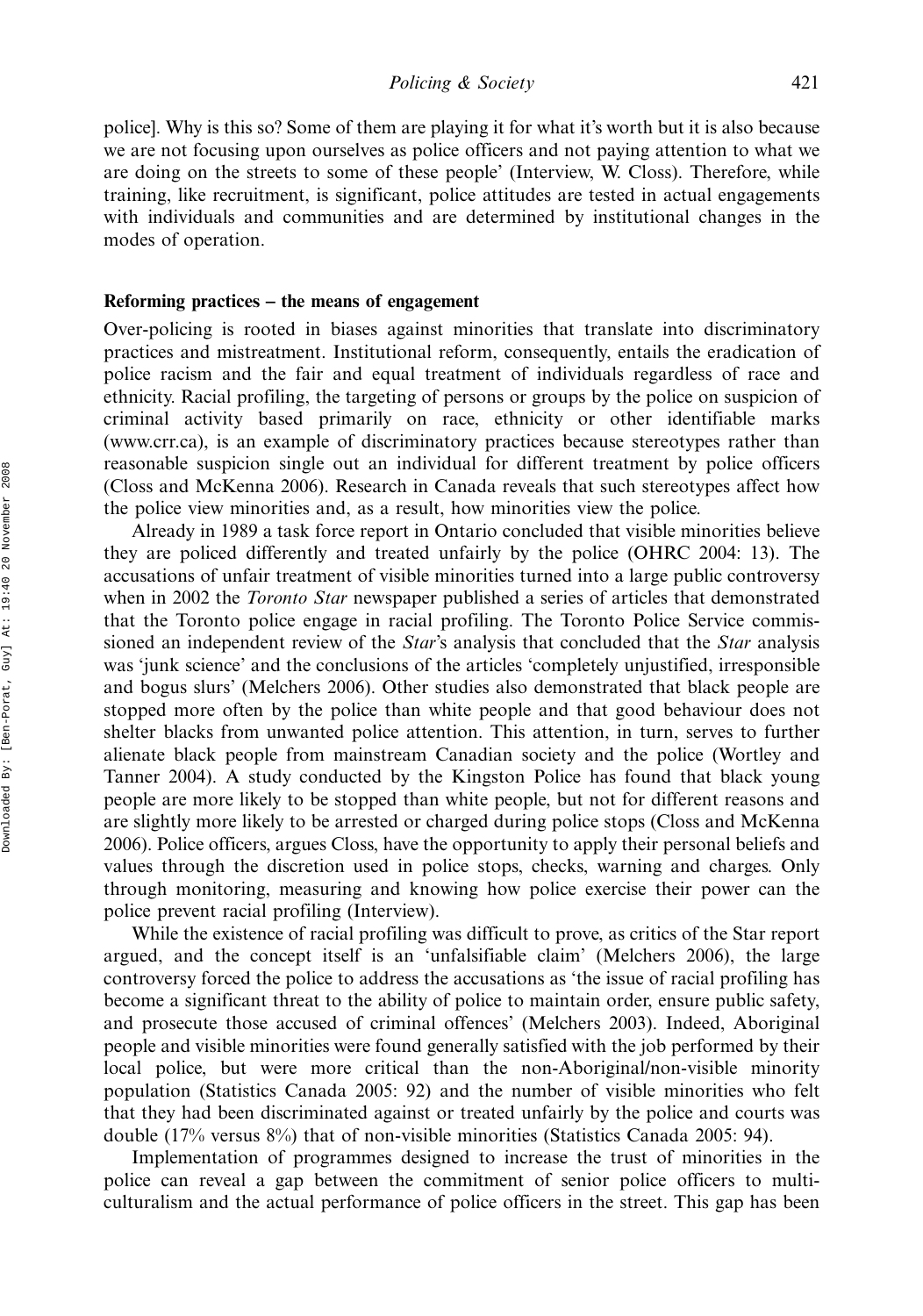police]. Why is this so? Some of them are playing it for what it's worth but it is also because we are not focusing upon ourselves as police officers and not paying attention to what we are doing on the streets to some of these people' (Interview, W. Closs). Therefore, while training, like recruitment, is significant, police attitudes are tested in actual engagements with individuals and communities and are determined by institutional changes in the modes of operation.

**Reforming practices – the means of engagement**

Over-policing is rooted in biases against minorities that translate into discriminatory practices and mistreatment. Institutional reform, consequently, entails the eradication of police racism and the fair and equal treatment of individuals regardless of race and ethnicity. Racial profiling, the targeting of persons or groups by the police on suspicion of criminal activity based primarily on race, ethnicity or other identifiable marks (www.crr.ca), is an example of discriminatory practices because stereotypes rather than reasonable suspicion single out an individual for different treatment by police officers (Closs and McKenna 2006). Research in Canada reveals that such stereotypes affect how the police view minorities and, as a result, how minorities view the police.

Already in 1989 a task force report in Ontario concluded that visible minorities believe they are policed differently and treated unfairly by the police (OHRC 2004: 13). The accusations of unfair treatment of visible minorities turned into a large public controversy when in 2002 the *Toronto Star* newspaper published a series of articles that demonstrated that the Toronto police engage in racial profiling. The Toronto Police Service commissioned an independent review of the *Star*'s analysis that concluded that the *Star* analysis was 'junk science' and the conclusions of the articles 'completely unjustified, irresponsible and bogus slurs' (Melchers 2006). Other studies also demonstrated that black people are stopped more often by the police than white people and that good behaviour does not shelter blacks from unwanted police attention. This attention, in turn, serves to further alienate black people from mainstream Canadian society and the police (Wortley and Tanner 2004). A study conducted by the Kingston Police has found that black young people are more likely to be stopped than white people, but not for different reasons and are slightly more likely to be arrested or charged during police stops (Closs and McKenna 2006). Police officers, argues Closs, have the opportunity to apply their personal beliefs and values through the discretion used in police stops, checks, warning and charges. Only through monitoring, measuring and knowing how police exercise their power can the police prevent racial profiling (Interview).

While the existence of racial profiling was difficult to prove, as critics of the Star report argued, and the concept itself is an 'unfalsifiable claim' (Melchers 2006), the large controversy forced the police to address the accusations as 'the issue of racial profiling has become a significant threat to the ability of police to maintain order, ensure public safety, and prosecute those accused of criminal offences' (Melchers 2003). Indeed, Aboriginal people and visible minorities were found generally satisfied with the job performed by their local police, but were more critical than the non-Aboriginal/non-visible minority population (Statistics Canada 2005: 92) and the number of visible minorities who felt that they had been discriminated against or treated unfairly by the police and courts was double (17% versus 8%) that of non-visible minorities (Statistics Canada 2005: 94).

Implementation of programmes designed to increase the trust of minorities in the police can reveal a gap between the commitment of senior police officers to multiculturalism and the actual performance of police officers in the street. This gap has been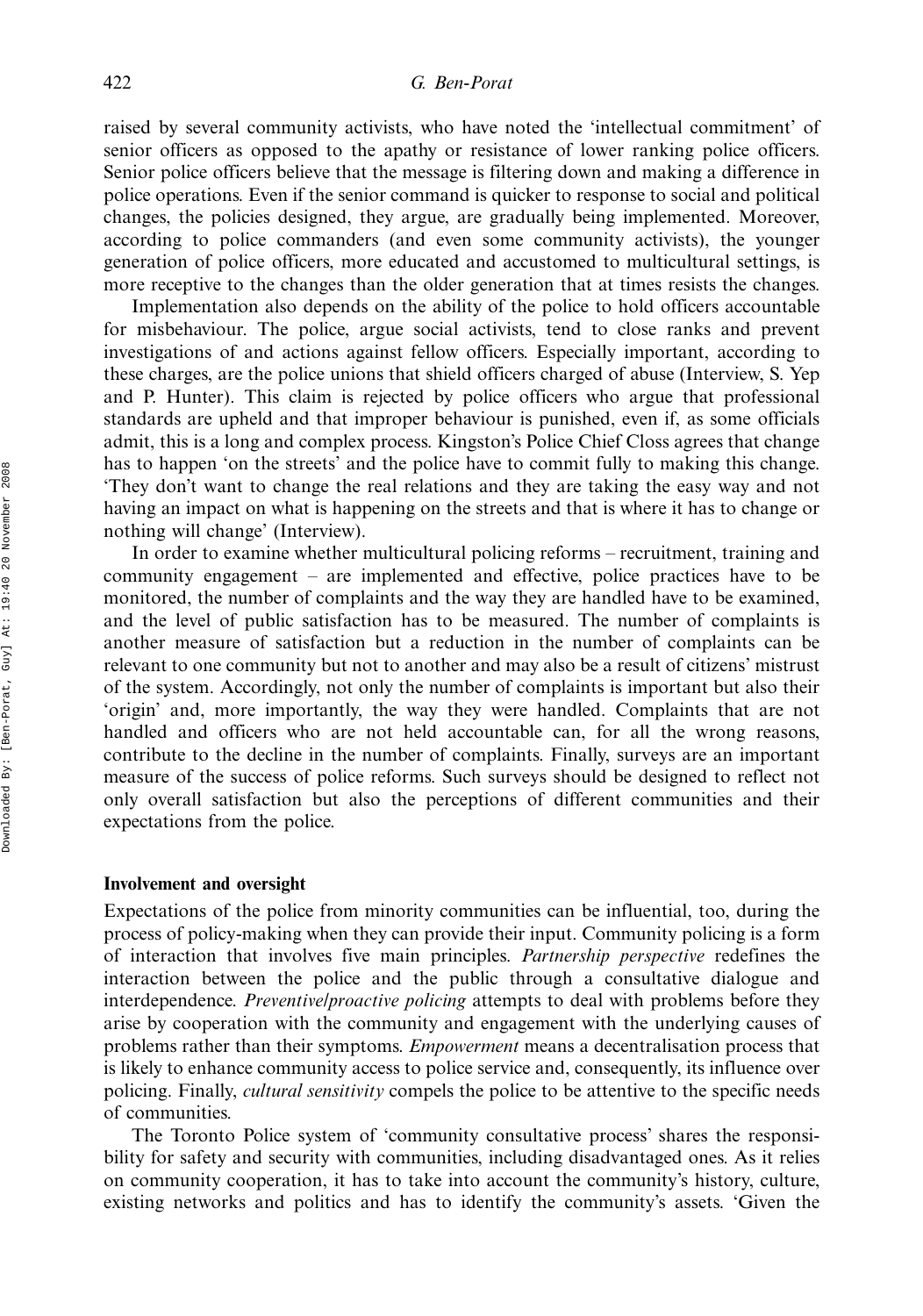raised by several community activists, who have noted the 'intellectual commitment' of senior officers as opposed to the apathy or resistance of lower ranking police officers. Senior police officers believe that the message is filtering down and making a difference in police operations. Even if the senior command is quicker to response to social and political changes, the policies designed, they argue, are gradually being implemented. Moreover, according to police commanders (and even some community activists), the younger generation of police officers, more educated and accustomed to multicultural settings, is more receptive to the changes than the older generation that at times resists the changes.

Implementation also depends on the ability of the police to hold officers accountable for misbehaviour. The police, argue social activists, tend to close ranks and prevent investigations of and actions against fellow officers. Especially important, according to these charges, are the police unions that shield officers charged of abuse (Interview, S. Yep and P. Hunter). This claim is rejected by police officers who argue that professional standards are upheld and that improper behaviour is punished, even if, as some officials admit, this is a long and complex process. Kingston's Police Chief Closs agrees that change has to happen 'on the streets' and the police have to commit fully to making this change. 'They don't want to change the real relations and they are taking the easy way and not having an impact on what is happening on the streets and that is where it has to change or nothing will change' (Interview).

In order to examine whether multicultural policing reforms – recruitment, training and community engagement – are implemented and effective, police practices have to be monitored, the number of complaints and the way they are handled have to be examined, and the level of public satisfaction has to be measured. The number of complaints is another measure of satisfaction but a reduction in the number of complaints can be relevant to one community but not to another and may also be a result of citizens' mistrust of the system. Accordingly, not only the number of complaints is important but also their 'origin' and, more importantly, the way they were handled. Complaints that are not handled and officers who are not held accountable can, for all the wrong reasons, contribute to the decline in the number of complaints. Finally, surveys are an important measure of the success of police reforms. Such surveys should be designed to reflect not only overall satisfaction but also the perceptions of different communities and their expectations from the police.

## Involvement and oversight

Expectations of the police from minority communities can be influential, too, during the process of policy-making when they can provide their input. Community policing is a form of interaction that involves five main principles. *Partnership perspective* redefines the interaction between the police and the public through a consultative dialogue and interdependence. *Preventive/proactive policing* attempts to deal with problems before they arise by cooperation with the community and engagement with the underlying causes of problems rather than their symptoms. *Empowerment* means a decentralisation process that is likely to enhance community access to police service and, consequently, its influence over policing. Finally, *cultural sensitivity* compels the police to be attentive to the specific needs of communities.

The Toronto Police system of 'community consultative process' shares the responsibility for safety and security with communities, including disadvantaged ones. As it relies on community cooperation, it has to take into account the community's history, culture, existing networks and politics and has to identify the community's assets. 'Given the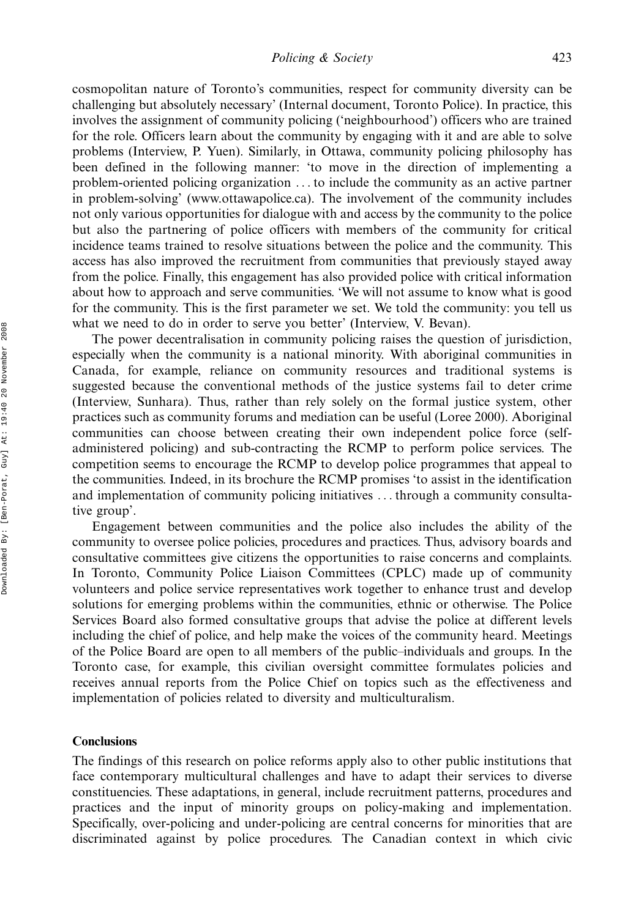cosmopolitan nature of Toronto's communities, respect for community diversity can be challenging but absolutely necessary' (Internal document, Toronto Police). In practice, this involves the assignment of community policing ('neighbourhood') officers who are trained for the role. Officers learn about the community by engaging with it and are able to solve problems (Interview, P. Yuen). Similarly, in Ottawa, community policing philosophy has been defined in the following manner: 'to move in the direction of implementing a problem-oriented policing organization ... to include the community as an active partner in problem-solving' (www.ottawapolice.ca). The involvement of the community includes not only various opportunities for dialogue with and access by the community to the police but also the partnering of police officers with members of the community for critical incidence teams trained to resolve situations between the police and the community. This access has also improved the recruitment from communities that previously stayed away from the police. Finally, this engagement has also provided police with critical information about how to approach and serve communities. 'We will not assume to know what is good for the community. This is the first parameter we set. We told the community: you tell us what we need to do in order to serve you better' (Interview, V. Bevan).

The power decentralisation in community policing raises the question of jurisdiction, especially when the community is a national minority. With aboriginal communities in Canada, for example, reliance on community resources and traditional systems is suggested because the conventional methods of the justice systems fail to deter crime (Interview, Sunhara). Thus, rather than rely solely on the formal justice system, other practices such as community forums and mediation can be useful (Loree 2000). Aboriginal communities can choose between creating their own independent police force (self-administered policing) and sub-contracting the RCMP to perform police services. The competition seems to encourage the RCMP to develop police programmes that appeal to the communities. Indeed, in its brochure the RCMP promises 'to assist in the identification and implementation of community policing initiatives ... through a community consultative group'.

Engagement between communities and the police also includes the ability of the community to oversee police policies, procedures and practices. Thus, advisory boards and consultative committees give citizens the opportunities to raise concerns and complaints. In Toronto, Community Police Liaison Committees (CPLC) made up of community volunteers and police service representatives work together to enhance trust and develop solutions for emerging problems within the communities, ethnic or otherwise. The Police Services Board also formed consultative groups that advise the police at different levels including the chief of police, and help make the voices of the community heard. Meetings of the Police Board are open to all members of the public–individuals and groups. In the Toronto case, for example, this civilian oversight committee formulates policies and receives annual reports from the Police Chief on topics such as the effectiveness and implementation of policies related to diversity and multiculturalism.

## Conclusions

The findings of this research on police reforms apply also to other public institutions that face contemporary multicultural challenges and have to adapt their services to diverse constituencies. These adaptations, in general, include recruitment patterns, procedures and practices and the input of minority groups on policy-making and implementation. Specifically, over-policing and under-policing are central concerns for minorities that are discriminated against by police procedures. The Canadian context in which civic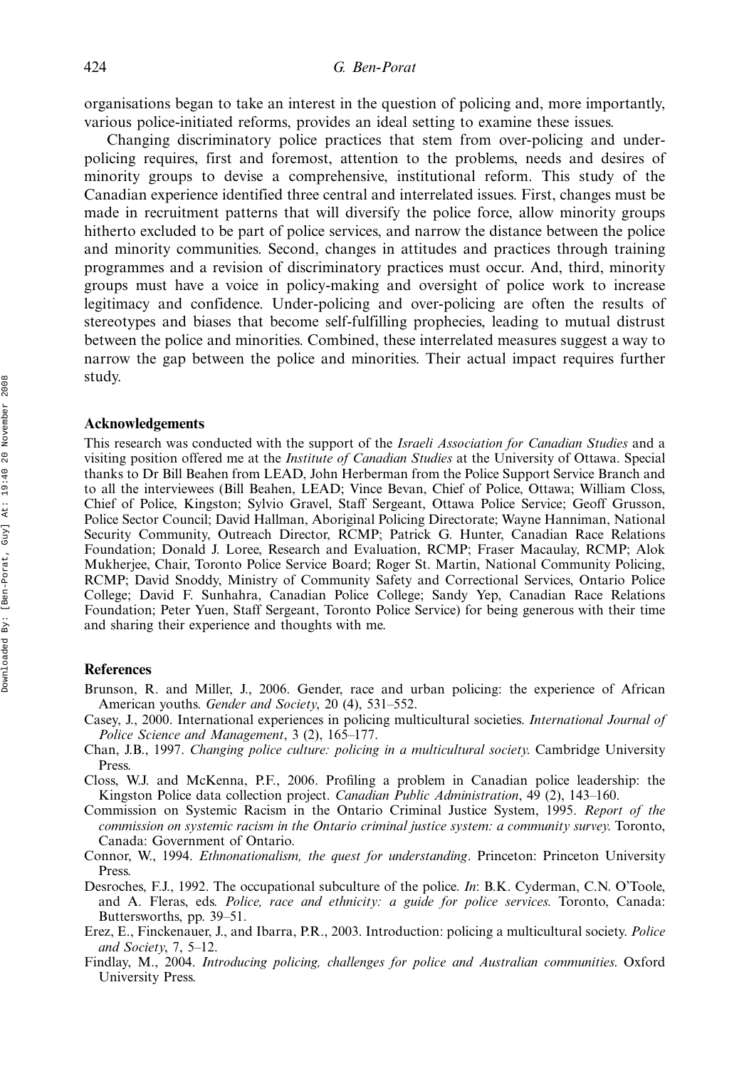organisations began to take an interest in the question of policing and, more importantly, various police-initiated reforms, provides an ideal setting to examine these issues.

Changing discriminatory police practices that stem from over-policing and under-policing requires, first and foremost, attention to the problems, needs and desires of minority groups to devise a comprehensive, institutional reform. This study of the Canadian experience identified three central and interrelated issues. First, changes must be made in recruitment patterns that will diversify the police force, allow minority groups hitherto excluded to be part of police services, and narrow the distance between the police and minority communities. Second, changes in attitudes and practices through training programmes and a revision of discriminatory practices must occur. And, third, minority groups must have a voice in policy-making and oversight of police work to increase legitimacy and confidence. Under-policing and over-policing are often the results of stereotypes and biases that become self-fulfilling prophecies, leading to mutual distrust between the police and minorities. Combined, these interrelated measures suggest a way to narrow the gap between the police and minorities. Their actual impact requires further study.

## Acknowledgements

This research was conducted with the support of the *Israeli Association for Canadian Studies* and a visiting position offered me at the *Institute of Canadian Studies* at the University of Ottawa. Special thanks to Dr Bill Beahen from LEAD, John Herberman from the Police Support Service Branch and to all the interviewees (Bill Beahen, LEAD; Vince Bevan, Chief of Police, Ottawa; William Closs, Chief of Police, Kingston; Sylvio Gravel, Staff Sergeant, Ottawa Police Service; Geoff Grusson, Police Sector Council; David Hallman, Aboriginal Policing Directorate; Wayne Hanniman, National Security Community, Outreach Director, RCMP; Patrick G. Hunter, Canadian Race Relations Foundation; Donald J. Loree, Research and Evaluation, RCMP; Fraser Macaulay, RCMP; Alok Mukherjee, Chair, Toronto Police Service Board; Roger St. Martin, National Community Policing, RCMP; David Snoddy, Ministry of Community Safety and Correctional Services, Ontario Police College; David F. Sunhahra, Canadian Police College; Sandy Yep, Canadian Race Relations Foundation; Peter Yuen, Staff Sergeant, Toronto Police Service) for being generous with their time and sharing their experience and thoughts with me.

## References

Brunson, R. and Miller, J., 2006. Gender, race and urban policing: the experience of African American youths. *Gender and Society*, 20 (4), 531–552.

Casey, J., 2000. International experiences in policing multicultural societies. *International Journal of Police Science and Management*, 3 (2), 165–177.

Chan, J.B., 1997. *Changing police culture: policing in a multicultural society*. Cambridge University Press.

Closs, W.J. and McKenna, P.F., 2006. Profiling a problem in Canadian police leadership: the Kingston Police data collection project. *Canadian Public Administration*, 49 (2), 143–160.

Commission on Systemic Racism in the Ontario Criminal Justice System, 1995. *Report of the commission on systemic racism in the Ontario criminal justice system: a community survey*. Toronto, Canada: Government of Ontario.

Connor, W., 1994. *Ethnonationalism, the quest for understanding*. Princeton: Princeton University Press.

Desroches, F.J., 1992. The occupational subculture of the police. *In*: B.K. Cyderman, C.N. O'Toole, and A. Fleras, eds. *Police, race and ethnicity: a guide for police services*. Toronto, Canada: Buttersworths, pp. 39–51.

Erez, E., Finckenauer, J., and Ibarra, P.R., 2003. Introduction: policing a multicultural society. *Police and Society*, 7, 5–12.

Findlay, M., 2004. *Introducing policing, challenges for police and Australian communities*. Oxford University Press.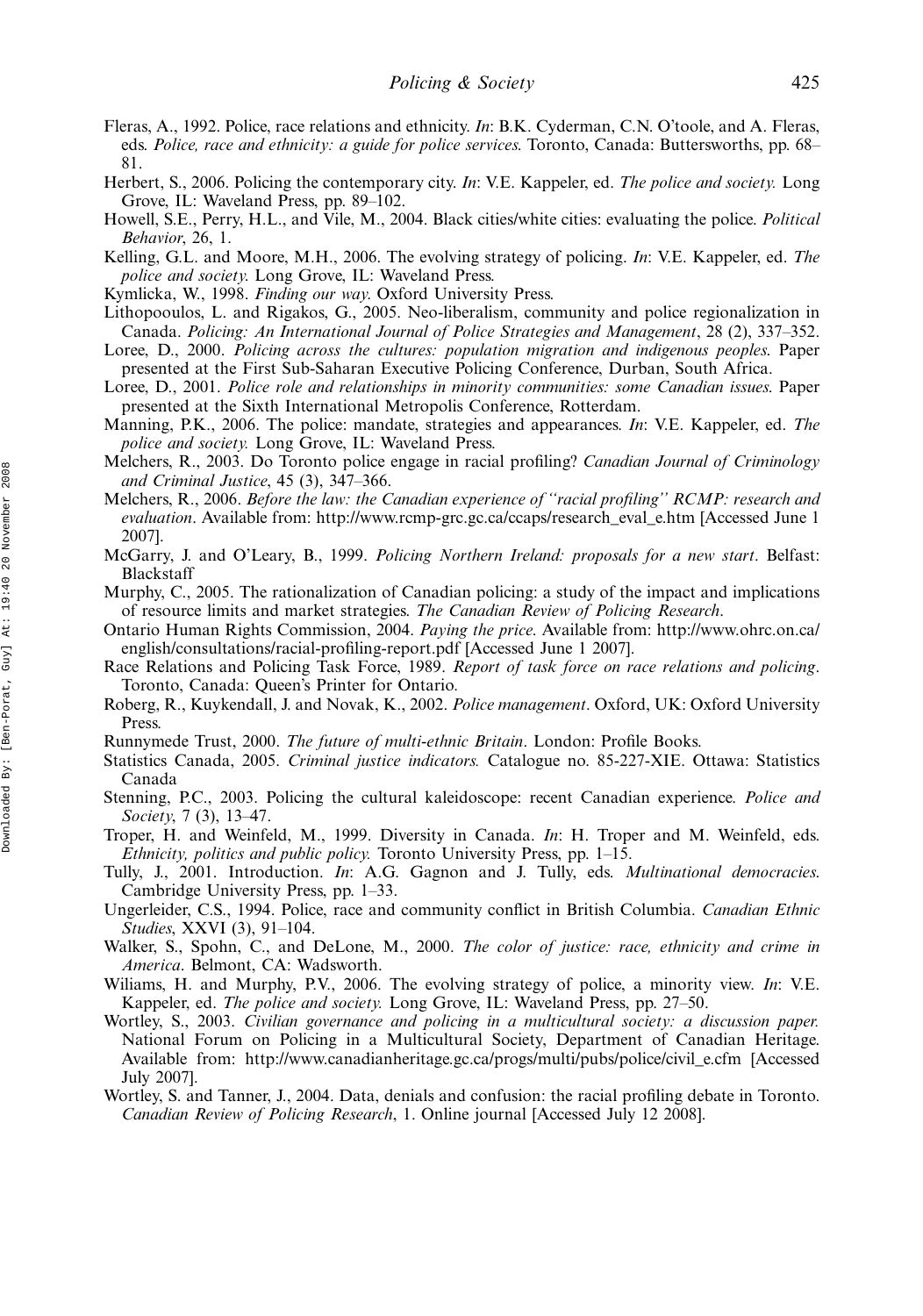Fleras, A., 1992. Police, race relations and ethnicity. *In*: B.K. Cyderman, C.N. O'toole, and A. Fleras, eds. *Police, race and ethnicity: a guide for police services*. Toronto, Canada: Buttersworths, pp. 68–81.

Herbert, S., 2006. Policing the contemporary city. *In*: V.E. Kappeler, ed. *The police and society.* Long Grove, IL: Waveland Press, pp. 89–102.

Howell, S.E., Perry, H.L., and Vile, M., 2004. Black cities/white cities: evaluating the police. *Political Behavior*, 26, 1.

Kelling, G.L. and Moore, M.H., 2006. The evolving strategy of policing. *In*: V.E. Kappeler, ed. *The police and society.* Long Grove, IL: Waveland Press.

Kymlicka, W., 1998. *Finding our way.* Oxford University Press.

Lithopooulos, L. and Rigakos, G., 2005. Neo-liberalism, community and police regionalization in Canada. *Policing: An International Journal of Police Strategies and Management*, 28 (2), 337–352.

Loree, D., 2000. *Policing across the cultures: population migration and indigenous peoples.* Paper presented at the First Sub-Saharan Executive Policing Conference, Durban, South Africa.

Loree, D., 2001. *Police role and relationships in minority communities: some Canadian issues.* Paper presented at the Sixth International Metropolis Conference, Rotterdam.

Manning, P.K., 2006. The police: mandate, strategies and appearances. *In*: V.E. Kappeler, ed. *The police and society.* Long Grove, IL: Waveland Press.

Melchers, R., 2003. Do Toronto police engage in racial profiling? *Canadian Journal of Criminology and Criminal Justice*, 45 (3), 347–366.

Melchers, R., 2006. *Before the law: the Canadian experience of "racial profiling" RCMP: research and evaluation*. Available from: http://www.rcmp-grc.gc.ca/ccaps/research_eval_e.htm [Accessed June 1 2007].

McGarry, J. and O'Leary, B., 1999. *Policing Northern Ireland: proposals for a new start*. Belfast: Blackstaff

Murphy, C., 2005. The rationalization of Canadian policing: a study of the impact and implications of resource limits and market strategies. *The Canadian Review of Policing Research*.

Ontario Human Rights Commission, 2004. *Paying the price*. Available from: http://www.ohrc.on.ca/english/consultations/racial-profiling-report.pdf [Accessed June 1 2007].

Race Relations and Policing Task Force, 1989. *Report of task force on race relations and policing*. Toronto, Canada: Queen's Printer for Ontario.

Roberg, R., Kuykendall, J. and Novak, K., 2002. *Police management*. Oxford, UK: Oxford University Press.

Runnymede Trust, 2000. *The future of multi-ethnic Britain*. London: Profile Books.

Statistics Canada, 2005. *Criminal justice indicators.* Catalogue no. 85-227-XIE. Ottawa: Statistics Canada

Stenning, P.C., 2003. Policing the cultural kaleidoscope: recent Canadian experience. *Police and Society*, 7 (3), 13–47.

Troper, H. and Weinfeld, M., 1999. Diversity in Canada. *In*: H. Troper and M. Weinfeld, eds. *Ethnicity, politics and public policy.* Toronto University Press, pp. 1–15.

Tully, J., 2001. Introduction. *In*: A.G. Gagnon and J. Tully, eds. *Multinational democracies.* Cambridge University Press, pp. 1–33.

Ungerleider, C.S., 1994. Police, race and community conflict in British Columbia. *Canadian Ethnic Studies*, XXVI (3), 91–104.

Walker, S., Spohn, C., and DeLone, M., 2000. *The color of justice: race, ethnicity and crime in America*. Belmont, CA: Wadsworth.

Wiliams, H. and Murphy, P.V., 2006. The evolving strategy of police, a minority view. *In*: V.E. Kappeler, ed. *The police and society.* Long Grove, IL: Waveland Press, pp. 27–50.

Wortley, S., 2003. *Civilian governance and policing in a multicultural society: a discussion paper.* National Forum on Policing in a Multicultural Society, Department of Canadian Heritage. Available from: http://www.canadianheritage.gc.ca/progs/multi/pubs/police/civil_e.cfm [Accessed July 2007].

Wortley, S. and Tanner, J., 2004. Data, denials and confusion: the racial profiling debate in Toronto. *Canadian Review of Policing Research*, 1. Online journal [Accessed July 12 2008].